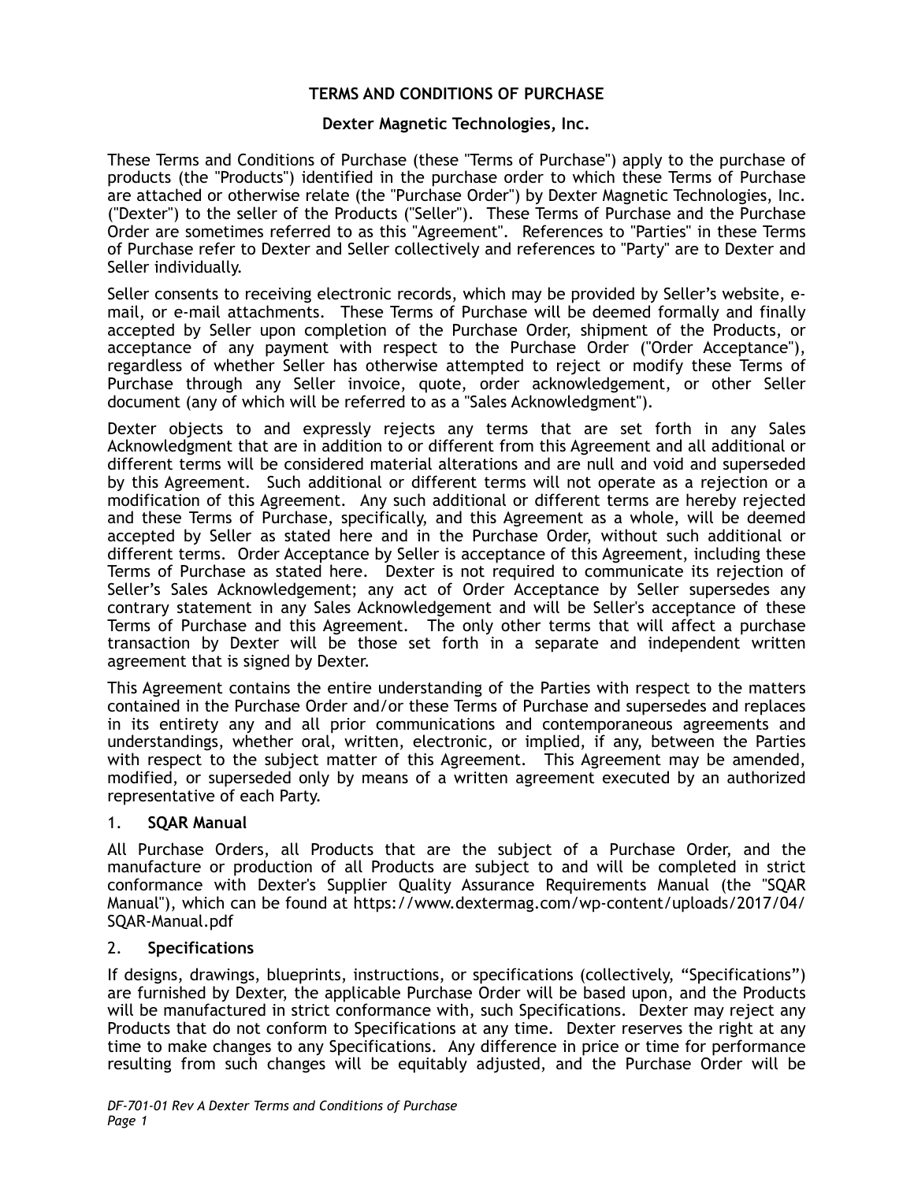# TERMS AND CONDITIONS OF PURCHASE

## Dexter Magnetic Technologies, Inc.

These Terms and Conditions of Purchase (these "Terms of Purchase") apply to the purchase of products (the "Products") identified in the purchase order to which these Terms of Purchase are attached or otherwise relate (the "Purchase Order") by Dexter Magnetic Technologies, Inc. ("Dexter") to the seller of the Products ("Seller"). These Terms of Purchase and the Purchase Order are sometimes referred to as this "Agreement". References to "Parties" in these Terms of Purchase refer to Dexter and Seller collectively and references to "Party" are to Dexter and Seller individually.

Seller consents to receiving electronic records, which may be provided by Seller's website, e-mail, or e-mail attachments. These Terms of Purchase will be deemed formally and finally accepted by Seller upon completion of the Purchase Order, shipment of the Products, or acceptance of any payment with respect to the Purchase Order ("Order Acceptance"), regardless of whether Seller has otherwise attempted to reject or modify these Terms of Purchase through any Seller invoice, quote, order acknowledgement, or other Seller document (any of which will be referred to as a "Sales Acknowledgment").

Dexter objects to and expressly rejects any terms that are set forth in any Sales Acknowledgment that are in addition to or different from this Agreement and all additional or different terms will be considered material alterations and are null and void and superseded by this Agreement. Such additional or different terms will not operate as a rejection or a modification of this Agreement. Any such additional or different terms are hereby rejected and these Terms of Purchase, specifically, and this Agreement as a whole, will be deemed accepted by Seller as stated here and in the Purchase Order, without such additional or different terms. Order Acceptance by Seller is acceptance of this Agreement, including these Terms of Purchase as stated here. Dexter is not required to communicate its rejection of Seller's Sales Acknowledgement; any act of Order Acceptance by Seller supersedes any contrary statement in any Sales Acknowledgement and will be Seller's acceptance of these Terms of Purchase and this Agreement. The only other terms that will affect a purchase transaction by Dexter will be those set forth in a separate and independent written agreement that is signed by Dexter.

This Agreement contains the entire understanding of the Parties with respect to the matters contained in the Purchase Order and/or these Terms of Purchase and supersedes and replaces in its entirety any and all prior communications and contemporaneous agreements and understandings, whether oral, written, electronic, or implied, if any, between the Parties with respect to the subject matter of this Agreement. This Agreement may be amended, modified, or superseded only by means of a written agreement executed by an authorized representative of each Party.

### 1. SQAR Manual

All Purchase Orders, all Products that are the subject of a Purchase Order, and the manufacture or production of all Products are subject to and will be completed in strict conformance with Dexter's Supplier Quality Assurance Requirements Manual (the "SQAR Manual"), which can be found at https://www.dextermag.com/wp-content/uploads/2017/04/SQAR-Manual.pdf

### 2. Specifications

If designs, drawings, blueprints, instructions, or specifications (collectively, "Specifications") are furnished by Dexter, the applicable Purchase Order will be based upon, and the Products will be manufactured in strict conformance with, such Specifications. Dexter may reject any Products that do not conform to Specifications at any time. Dexter reserves the right at any time to make changes to any Specifications. Any difference in price or time for performance resulting from such changes will be equitably adjusted, and the Purchase Order will be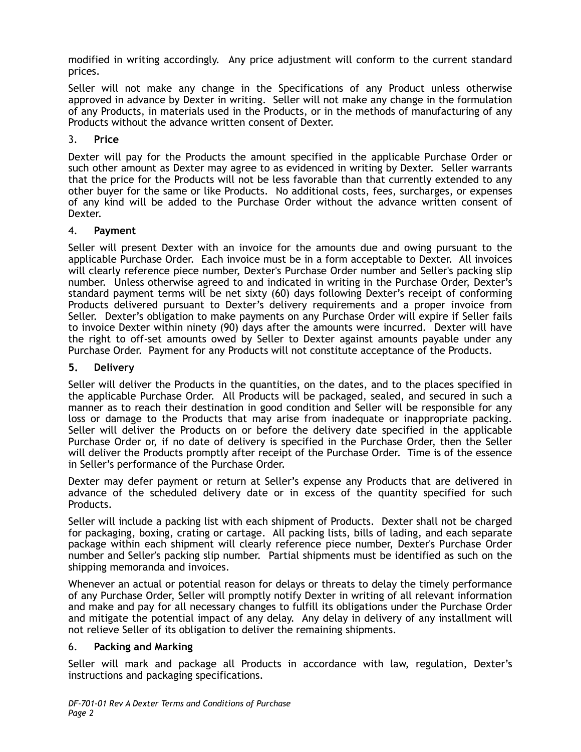modified in writing accordingly. Any price adjustment will conform to the current standard prices.

Seller will not make any change in the Specifications of any Product unless otherwise approved in advance by Dexter in writing. Seller will not make any change in the formulation of any Products, in materials used in the Products, or in the methods of manufacturing of any Products without the advance written consent of Dexter.

## 3. **Price**

Dexter will pay for the Products the amount specified in the applicable Purchase Order or such other amount as Dexter may agree to as evidenced in writing by Dexter. Seller warrants that the price for the Products will not be less favorable than that currently extended to any other buyer for the same or like Products. No additional costs, fees, surcharges, or expenses of any kind will be added to the Purchase Order without the advance written consent of Dexter.

## 4. **Payment**

Seller will present Dexter with an invoice for the amounts due and owing pursuant to the applicable Purchase Order. Each invoice must be in a form acceptable to Dexter. All invoices will clearly reference piece number, Dexter's Purchase Order number and Seller's packing slip number. Unless otherwise agreed to and indicated in writing in the Purchase Order, Dexter's standard payment terms will be net sixty (60) days following Dexter's receipt of conforming Products delivered pursuant to Dexter's delivery requirements and a proper invoice from Seller. Dexter's obligation to make payments on any Purchase Order will expire if Seller fails to invoice Dexter within ninety (90) days after the amounts were incurred. Dexter will have the right to off-set amounts owed by Seller to Dexter against amounts payable under any Purchase Order. Payment for any Products will not constitute acceptance of the Products.

## **5. Delivery**

Seller will deliver the Products in the quantities, on the dates, and to the places specified in the applicable Purchase Order. All Products will be packaged, sealed, and secured in such a manner as to reach their destination in good condition and Seller will be responsible for any loss or damage to the Products that may arise from inadequate or inappropriate packing. Seller will deliver the Products on or before the delivery date specified in the applicable Purchase Order or, if no date of delivery is specified in the Purchase Order, then the Seller will deliver the Products promptly after receipt of the Purchase Order. Time is of the essence in Seller's performance of the Purchase Order.

Dexter may defer payment or return at Seller's expense any Products that are delivered in advance of the scheduled delivery date or in excess of the quantity specified for such Products.

Seller will include a packing list with each shipment of Products. Dexter shall not be charged for packaging, boxing, crating or cartage. All packing lists, bills of lading, and each separate package within each shipment will clearly reference piece number, Dexter's Purchase Order number and Seller's packing slip number. Partial shipments must be identified as such on the shipping memoranda and invoices.

Whenever an actual or potential reason for delays or threats to delay the timely performance of any Purchase Order, Seller will promptly notify Dexter in writing of all relevant information and make and pay for all necessary changes to fulfill its obligations under the Purchase Order and mitigate the potential impact of any delay. Any delay in delivery of any installment will not relieve Seller of its obligation to deliver the remaining shipments.

## 6. **Packing and Marking**

Seller will mark and package all Products in accordance with law, regulation, Dexter's instructions and packaging specifications.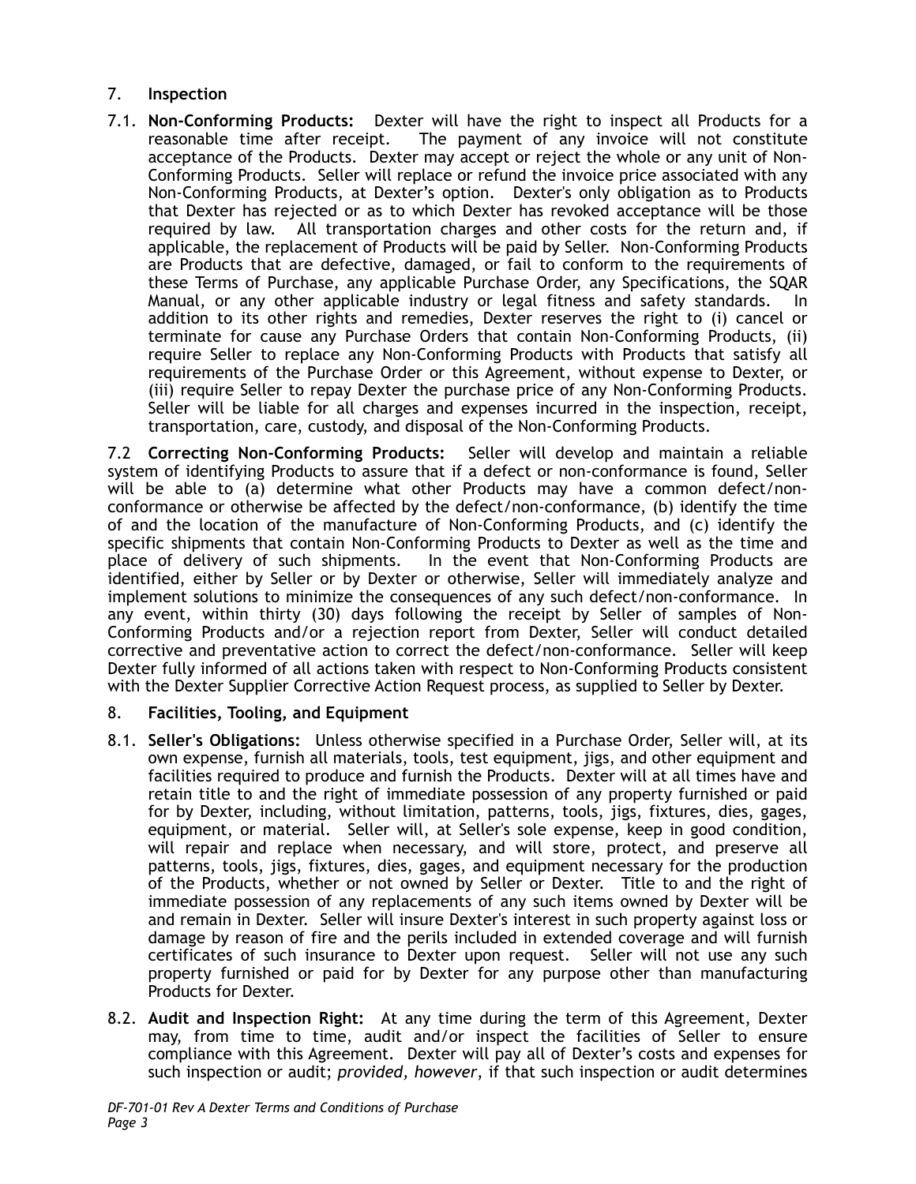## 7. Inspection

7.1. **Non-Conforming Products:** Dexter will have the right to inspect all Products for a reasonable time after receipt. The payment of any invoice will not constitute acceptance of the Products. Dexter may accept or reject the whole or any unit of Non-Conforming Products. Seller will replace or refund the invoice price associated with any Non-Conforming Products, at Dexter's option. Dexter's only obligation as to Products that Dexter has rejected or as to which Dexter has revoked acceptance will be those required by law. All transportation charges and other costs for the return and, if applicable, the replacement of Products will be paid by Seller. Non-Conforming Products are Products that are defective, damaged, or fail to conform to the requirements of these Terms of Purchase, any applicable Purchase Order, any Specifications, the SQAR Manual, or any other applicable industry or legal fitness and safety standards. In addition to its other rights and remedies, Dexter reserves the right to (i) cancel or terminate for cause any Purchase Orders that contain Non-Conforming Products, (ii) require Seller to replace any Non-Conforming Products with Products that satisfy all requirements of the Purchase Order or this Agreement, without expense to Dexter, or (iii) require Seller to repay Dexter the purchase price of any Non-Conforming Products. Seller will be liable for all charges and expenses incurred in the inspection, receipt, transportation, care, custody, and disposal of the Non-Conforming Products.

7.2 **Correcting Non-Conforming Products:** Seller will develop and maintain a reliable system of identifying Products to assure that if a defect or non-conformance is found, Seller will be able to (a) determine what other Products may have a common defect/non-conformance or otherwise be affected by the defect/non-conformance, (b) identify the time of and the location of the manufacture of Non-Conforming Products, and (c) identify the specific shipments that contain Non-Conforming Products to Dexter as well as the time and place of delivery of such shipments. In the event that Non-Conforming Products are identified, either by Seller or by Dexter or otherwise, Seller will immediately analyze and implement solutions to minimize the consequences of any such defect/non-conformance. In any event, within thirty (30) days following the receipt by Seller of samples of Non-Conforming Products and/or a rejection report from Dexter, Seller will conduct detailed corrective and preventative action to correct the defect/non-conformance. Seller will keep Dexter fully informed of all actions taken with respect to Non-Conforming Products consistent with the Dexter Supplier Corrective Action Request process, as supplied to Seller by Dexter.

## 8. Facilities, Tooling, and Equipment

8.1. **Seller's Obligations:** Unless otherwise specified in a Purchase Order, Seller will, at its own expense, furnish all materials, tools, test equipment, jigs, and other equipment and facilities required to produce and furnish the Products. Dexter will at all times have and retain title to and the right of immediate possession of any property furnished or paid for by Dexter, including, without limitation, patterns, tools, jigs, fixtures, dies, gages, equipment, or material. Seller will, at Seller's sole expense, keep in good condition, will repair and replace when necessary, and will store, protect, and preserve all patterns, tools, jigs, fixtures, dies, gages, and equipment necessary for the production of the Products, whether or not owned by Seller or Dexter. Title to and the right of immediate possession of any replacements of any such items owned by Dexter will be and remain in Dexter. Seller will insure Dexter's interest in such property against loss or damage by reason of fire and the perils included in extended coverage and will furnish certificates of such insurance to Dexter upon request. Seller will not use any such property furnished or paid for by Dexter for any purpose other than manufacturing Products for Dexter.

8.2. **Audit and Inspection Right:** At any time during the term of this Agreement, Dexter may, from time to time, audit and/or inspect the facilities of Seller to ensure compliance with this Agreement. Dexter will pay all of Dexter's costs and expenses for such inspection or audit; *provided, however*, if that such inspection or audit determines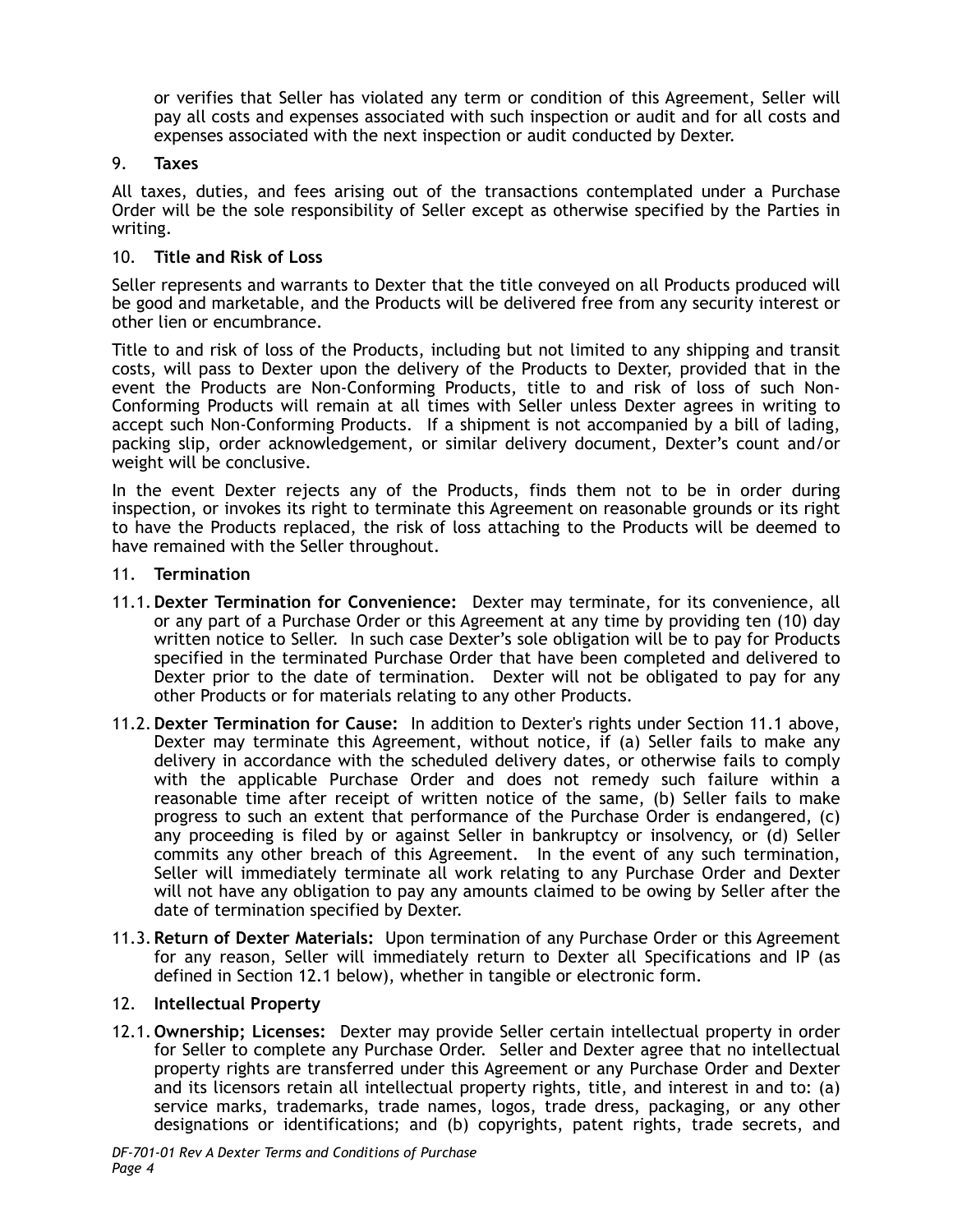or verifies that Seller has violated any term or condition of this Agreement, Seller will pay all costs and expenses associated with such inspection or audit and for all costs and expenses associated with the next inspection or audit conducted by Dexter.

## 9. **Taxes**

All taxes, duties, and fees arising out of the transactions contemplated under a Purchase Order will be the sole responsibility of Seller except as otherwise specified by the Parties in writing.

## 10. **Title and Risk of Loss**

Seller represents and warrants to Dexter that the title conveyed on all Products produced will be good and marketable, and the Products will be delivered free from any security interest or other lien or encumbrance.

Title to and risk of loss of the Products, including but not limited to any shipping and transit costs, will pass to Dexter upon the delivery of the Products to Dexter, provided that in the event the Products are Non-Conforming Products, title to and risk of loss of such Non-Conforming Products will remain at all times with Seller unless Dexter agrees in writing to accept such Non-Conforming Products. If a shipment is not accompanied by a bill of lading, packing slip, order acknowledgement, or similar delivery document, Dexter's count and/or weight will be conclusive.

In the event Dexter rejects any of the Products, finds them not to be in order during inspection, or invokes its right to terminate this Agreement on reasonable grounds or its right to have the Products replaced, the risk of loss attaching to the Products will be deemed to have remained with the Seller throughout.

## 11. **Termination**

11.1. **Dexter Termination for Convenience:** Dexter may terminate, for its convenience, all or any part of a Purchase Order or this Agreement at any time by providing ten (10) day written notice to Seller. In such case Dexter's sole obligation will be to pay for Products specified in the terminated Purchase Order that have been completed and delivered to Dexter prior to the date of termination. Dexter will not be obligated to pay for any other Products or for materials relating to any other Products.

11.2. **Dexter Termination for Cause:** In addition to Dexter's rights under Section 11.1 above, Dexter may terminate this Agreement, without notice, if (a) Seller fails to make any delivery in accordance with the scheduled delivery dates, or otherwise fails to comply with the applicable Purchase Order and does not remedy such failure within a reasonable time after receipt of written notice of the same, (b) Seller fails to make progress to such an extent that performance of the Purchase Order is endangered, (c) any proceeding is filed by or against Seller in bankruptcy or insolvency, or (d) Seller commits any other breach of this Agreement. In the event of any such termination, Seller will immediately terminate all work relating to any Purchase Order and Dexter will not have any obligation to pay any amounts claimed to be owing by Seller after the date of termination specified by Dexter.

11.3. **Return of Dexter Materials:** Upon termination of any Purchase Order or this Agreement for any reason, Seller will immediately return to Dexter all Specifications and IP (as defined in Section 12.1 below), whether in tangible or electronic form.

## 12. **Intellectual Property**

12.1. **Ownership; Licenses:** Dexter may provide Seller certain intellectual property in order for Seller to complete any Purchase Order. Seller and Dexter agree that no intellectual property rights are transferred under this Agreement or any Purchase Order and Dexter and its licensors retain all intellectual property rights, title, and interest in and to: (a) service marks, trademarks, trade names, logos, trade dress, packaging, or any other designations or identifications; and (b) copyrights, patent rights, trade secrets, and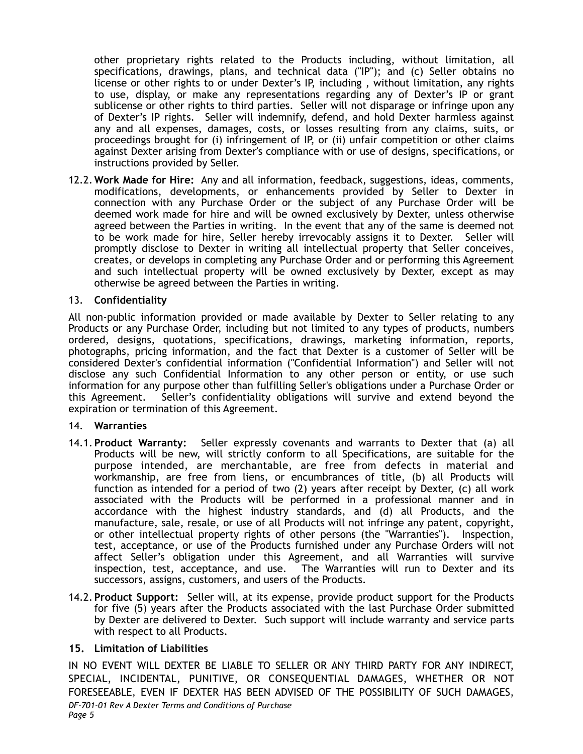other proprietary rights related to the Products including, without limitation, all specifications, drawings, plans, and technical data ("IP"); and (c) Seller obtains no license or other rights to or under Dexter's IP, including , without limitation, any rights to use, display, or make any representations regarding any of Dexter's IP or grant sublicense or other rights to third parties. Seller will not disparage or infringe upon any of Dexter's IP rights. Seller will indemnify, defend, and hold Dexter harmless against any and all expenses, damages, costs, or losses resulting from any claims, suits, or proceedings brought for (i) infringement of IP, or (ii) unfair competition or other claims against Dexter arising from Dexter's compliance with or use of designs, specifications, or instructions provided by Seller.

12.2. **Work Made for Hire:** Any and all information, feedback, suggestions, ideas, comments, modifications, developments, or enhancements provided by Seller to Dexter in connection with any Purchase Order or the subject of any Purchase Order will be deemed work made for hire and will be owned exclusively by Dexter, unless otherwise agreed between the Parties in writing. In the event that any of the same is deemed not to be work made for hire, Seller hereby irrevocably assigns it to Dexter. Seller will promptly disclose to Dexter in writing all intellectual property that Seller conceives, creates, or develops in completing any Purchase Order and or performing this Agreement and such intellectual property will be owned exclusively by Dexter, except as may otherwise be agreed between the Parties in writing.

## 13. Confidentiality

All non-public information provided or made available by Dexter to Seller relating to any Products or any Purchase Order, including but not limited to any types of products, numbers ordered, designs, quotations, specifications, drawings, marketing information, reports, photographs, pricing information, and the fact that Dexter is a customer of Seller will be considered Dexter's confidential information ("Confidential Information") and Seller will not disclose any such Confidential Information to any other person or entity, or use such information for any purpose other than fulfilling Seller's obligations under a Purchase Order or this Agreement. Seller's confidentiality obligations will survive and extend beyond the expiration or termination of this Agreement.

## 14. Warranties

14.1. **Product Warranty:** Seller expressly covenants and warrants to Dexter that (a) all Products will be new, will strictly conform to all Specifications, are suitable for the purpose intended, are merchantable, are free from defects in material and workmanship, are free from liens, or encumbrances of title, (b) all Products will function as intended for a period of two (2) years after receipt by Dexter, (c) all work associated with the Products will be performed in a professional manner and in accordance with the highest industry standards, and (d) all Products, and the manufacture, sale, resale, or use of all Products will not infringe any patent, copyright, or other intellectual property rights of other persons (the "Warranties"). Inspection, test, acceptance, or use of the Products furnished under any Purchase Orders will not affect Seller's obligation under this Agreement, and all Warranties will survive inspection, test, acceptance, and use. The Warranties will run to Dexter and its successors, assigns, customers, and users of the Products.

14.2. **Product Support:** Seller will, at its expense, provide product support for the Products for five (5) years after the Products associated with the last Purchase Order submitted by Dexter are delivered to Dexter. Such support will include warranty and service parts with respect to all Products.

## 15. Limitation of Liabilities

IN NO EVENT WILL DEXTER BE LIABLE TO SELLER OR ANY THIRD PARTY FOR ANY INDIRECT, SPECIAL, INCIDENTAL, PUNITIVE, OR CONSEQUENTIAL DAMAGES, WHETHER OR NOT FORESEEABLE, EVEN IF DEXTER HAS BEEN ADVISED OF THE POSSIBILITY OF SUCH DAMAGES,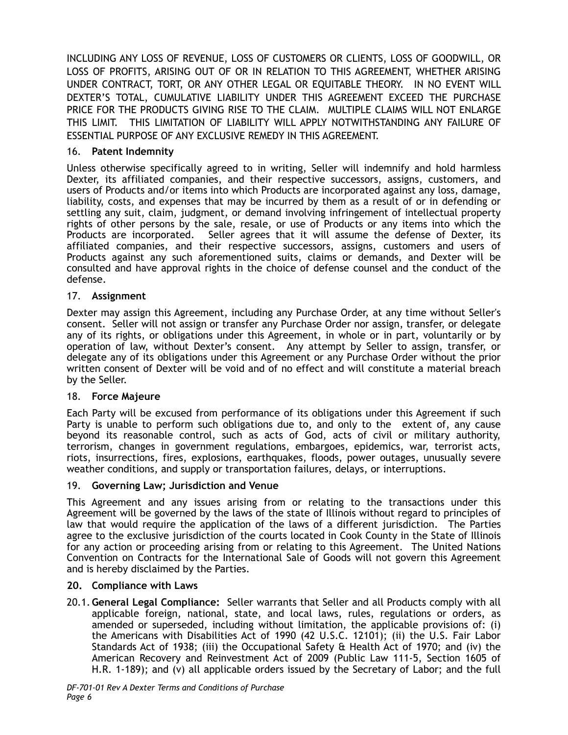INCLUDING ANY LOSS OF REVENUE, LOSS OF CUSTOMERS OR CLIENTS, LOSS OF GOODWILL, OR LOSS OF PROFITS, ARISING OUT OF OR IN RELATION TO THIS AGREEMENT, WHETHER ARISING UNDER CONTRACT, TORT, OR ANY OTHER LEGAL OR EQUITABLE THEORY. IN NO EVENT WILL DEXTER'S TOTAL, CUMULATIVE LIABILITY UNDER THIS AGREEMENT EXCEED THE PURCHASE PRICE FOR THE PRODUCTS GIVING RISE TO THE CLAIM. MULTIPLE CLAIMS WILL NOT ENLARGE THIS LIMIT. THIS LIMITATION OF LIABILITY WILL APPLY NOTWITHSTANDING ANY FAILURE OF ESSENTIAL PURPOSE OF ANY EXCLUSIVE REMEDY IN THIS AGREEMENT.

## 16. **Patent Indemnity**

Unless otherwise specifically agreed to in writing, Seller will indemnify and hold harmless Dexter, its affiliated companies, and their respective successors, assigns, customers, and users of Products and/or items into which Products are incorporated against any loss, damage, liability, costs, and expenses that may be incurred by them as a result of or in defending or settling any suit, claim, judgment, or demand involving infringement of intellectual property rights of other persons by the sale, resale, or use of Products or any items into which the Products are incorporated. Seller agrees that it will assume the defense of Dexter, its affiliated companies, and their respective successors, assigns, customers and users of Products against any such aforementioned suits, claims or demands, and Dexter will be consulted and have approval rights in the choice of defense counsel and the conduct of the defense.

## 17. **Assignment**

Dexter may assign this Agreement, including any Purchase Order, at any time without Seller's consent. Seller will not assign or transfer any Purchase Order nor assign, transfer, or delegate any of its rights, or obligations under this Agreement, in whole or in part, voluntarily or by operation of law, without Dexter's consent. Any attempt by Seller to assign, transfer, or delegate any of its obligations under this Agreement or any Purchase Order without the prior written consent of Dexter will be void and of no effect and will constitute a material breach by the Seller.

## 18. **Force Majeure**

Each Party will be excused from performance of its obligations under this Agreement if such Party is unable to perform such obligations due to, and only to the extent of, any cause beyond its reasonable control, such as acts of God, acts of civil or military authority, terrorism, changes in government regulations, embargoes, epidemics, war, terrorist acts, riots, insurrections, fires, explosions, earthquakes, floods, power outages, unusually severe weather conditions, and supply or transportation failures, delays, or interruptions.

## 19. **Governing Law; Jurisdiction and Venue**

This Agreement and any issues arising from or relating to the transactions under this Agreement will be governed by the laws of the state of Illinois without regard to principles of law that would require the application of the laws of a different jurisdiction. The Parties agree to the exclusive jurisdiction of the courts located in Cook County in the State of Illinois for any action or proceeding arising from or relating to this Agreement. The United Nations Convention on Contracts for the International Sale of Goods will not govern this Agreement and is hereby disclaimed by the Parties.

## **20. Compliance with Laws**

20.1. **General Legal Compliance:** Seller warrants that Seller and all Products comply with all applicable foreign, national, state, and local laws, rules, regulations or orders, as amended or superseded, including without limitation, the applicable provisions of: (i) the Americans with Disabilities Act of 1990 (42 U.S.C. 12101); (ii) the U.S. Fair Labor Standards Act of 1938; (iii) the Occupational Safety & Health Act of 1970; and (iv) the American Recovery and Reinvestment Act of 2009 (Public Law 111-5, Section 1605 of H.R. 1-189); and (v) all applicable orders issued by the Secretary of Labor; and the full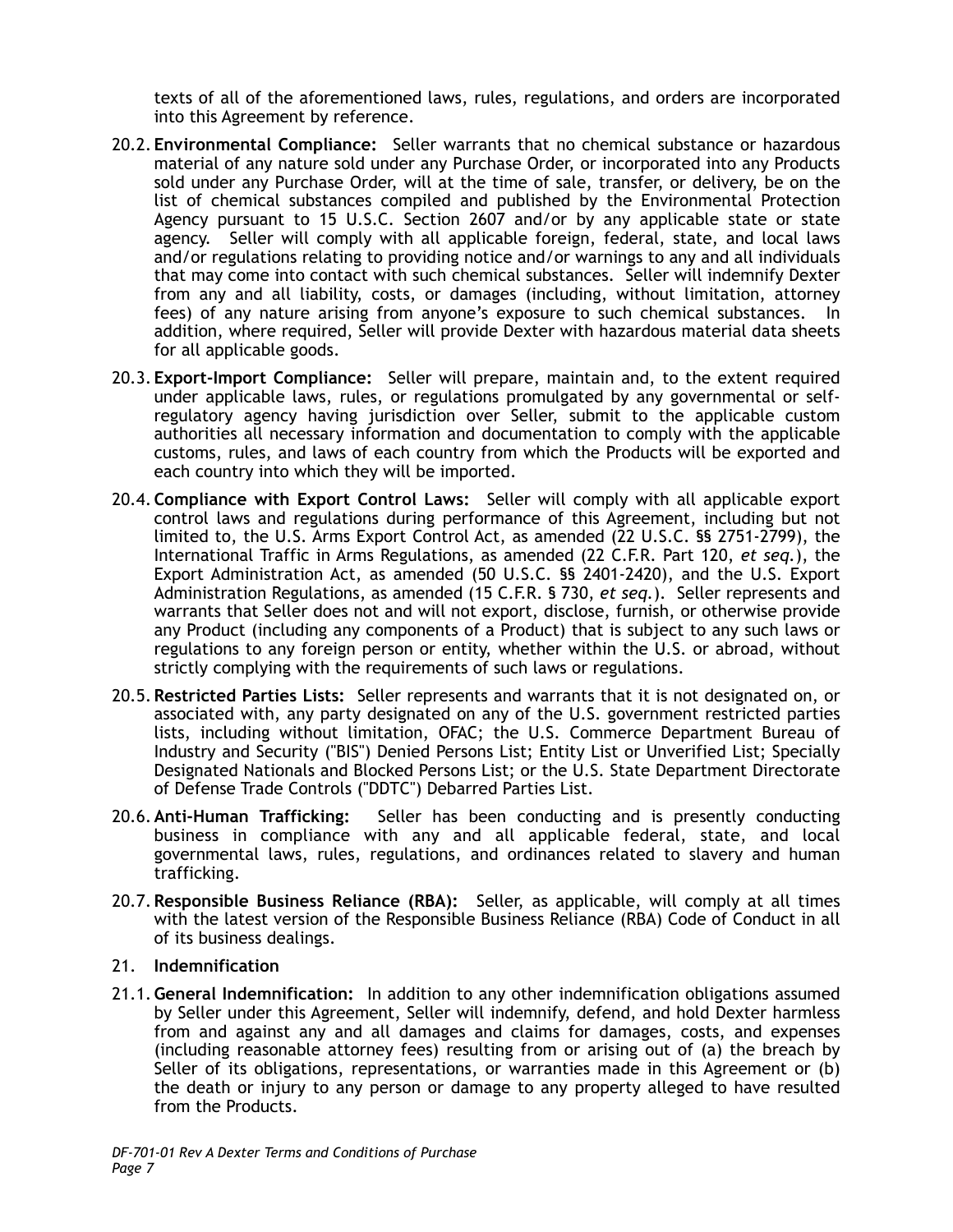texts of all of the aforementioned laws, rules, regulations, and orders are incorporated into this Agreement by reference.

20.2. **Environmental Compliance:** Seller warrants that no chemical substance or hazardous material of any nature sold under any Purchase Order, or incorporated into any Products sold under any Purchase Order, will at the time of sale, transfer, or delivery, be on the list of chemical substances compiled and published by the Environmental Protection Agency pursuant to 15 U.S.C. Section 2607 and/or by any applicable state or state agency. Seller will comply with all applicable foreign, federal, state, and local laws and/or regulations relating to providing notice and/or warnings to any and all individuals that may come into contact with such chemical substances. Seller will indemnify Dexter from any and all liability, costs, or damages (including, without limitation, attorney fees) of any nature arising from anyone's exposure to such chemical substances. In addition, where required, Seller will provide Dexter with hazardous material data sheets for all applicable goods.

20.3. **Export-Import Compliance:** Seller will prepare, maintain and, to the extent required under applicable laws, rules, or regulations promulgated by any governmental or self-regulatory agency having jurisdiction over Seller, submit to the applicable custom authorities all necessary information and documentation to comply with the applicable customs, rules, and laws of each country from which the Products will be exported and each country into which they will be imported.

20.4. **Compliance with Export Control Laws:** Seller will comply with all applicable export control laws and regulations during performance of this Agreement, including but not limited to, the U.S. Arms Export Control Act, as amended (22 U.S.C. §§ 2751-2799), the International Traffic in Arms Regulations, as amended (22 C.F.R. Part 120, *et seq.*), the Export Administration Act, as amended (50 U.S.C. §§ 2401-2420), and the U.S. Export Administration Regulations, as amended (15 C.F.R. § 730, *et seq.*). Seller represents and warrants that Seller does not and will not export, disclose, furnish, or otherwise provide any Product (including any components of a Product) that is subject to any such laws or regulations to any foreign person or entity, whether within the U.S. or abroad, without strictly complying with the requirements of such laws or regulations.

20.5. **Restricted Parties Lists:** Seller represents and warrants that it is not designated on, or associated with, any party designated on any of the U.S. government restricted parties lists, including without limitation, OFAC; the U.S. Commerce Department Bureau of Industry and Security ("BIS") Denied Persons List; Entity List or Unverified List; Specially Designated Nationals and Blocked Persons List; or the U.S. State Department Directorate of Defense Trade Controls ("DDTC") Debarred Parties List.

20.6. **Anti-Human Trafficking:** Seller has been conducting and is presently conducting business in compliance with any and all applicable federal, state, and local governmental laws, rules, regulations, and ordinances related to slavery and human trafficking.

20.7. **Responsible Business Reliance (RBA):** Seller, as applicable, will comply at all times with the latest version of the Responsible Business Reliance (RBA) Code of Conduct in all of its business dealings.

## 21. Indemnification

21.1. **General Indemnification:** In addition to any other indemnification obligations assumed by Seller under this Agreement, Seller will indemnify, defend, and hold Dexter harmless from and against any and all damages and claims for damages, costs, and expenses (including reasonable attorney fees) resulting from or arising out of (a) the breach by Seller of its obligations, representations, or warranties made in this Agreement or (b) the death or injury to any person or damage to any property alleged to have resulted from the Products.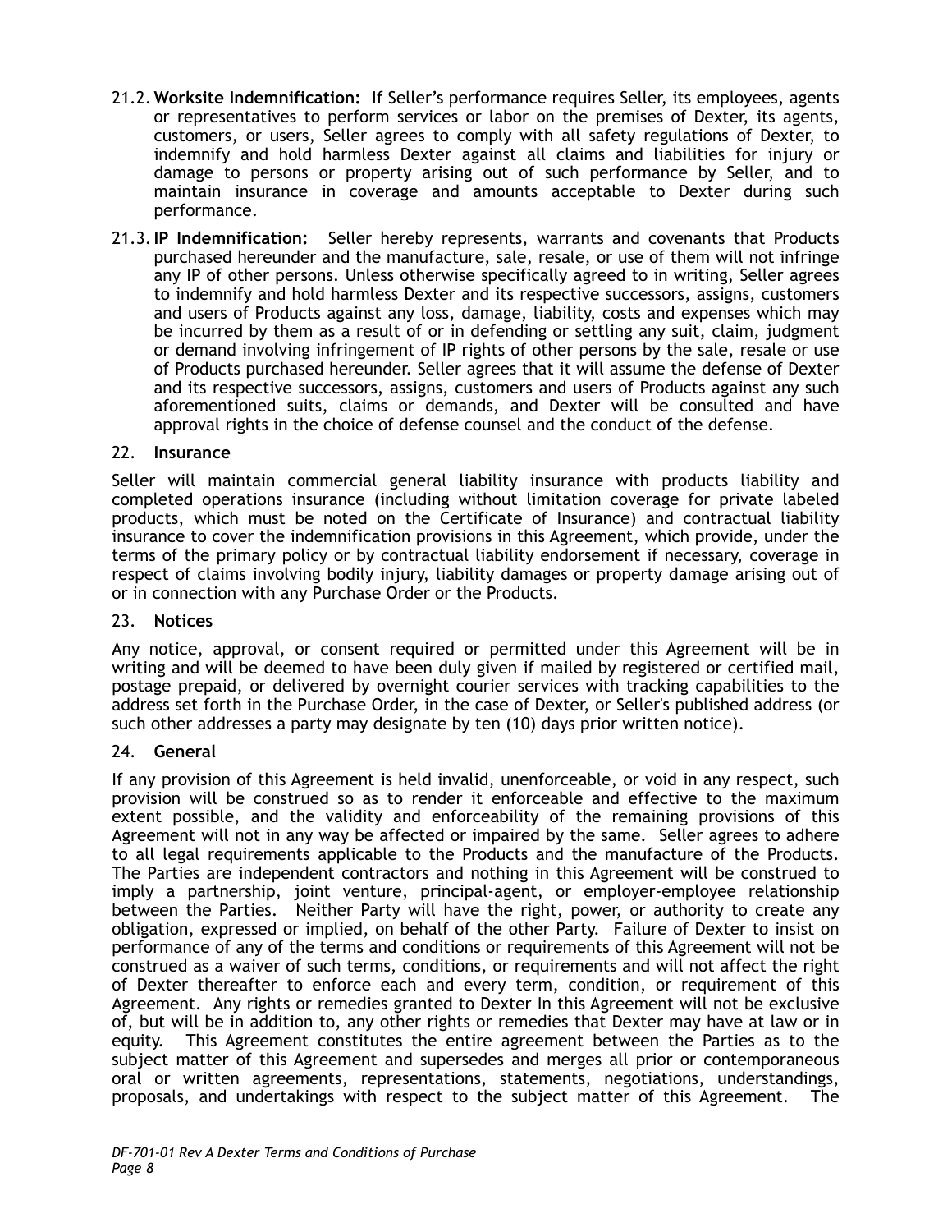21.2. **Worksite Indemnification:** If Seller's performance requires Seller, its employees, agents or representatives to perform services or labor on the premises of Dexter, its agents, customers, or users, Seller agrees to comply with all safety regulations of Dexter, to indemnify and hold harmless Dexter against all claims and liabilities for injury or damage to persons or property arising out of such performance by Seller, and to maintain insurance in coverage and amounts acceptable to Dexter during such performance.

21.3. **IP Indemnification:** Seller hereby represents, warrants and covenants that Products purchased hereunder and the manufacture, sale, resale, or use of them will not infringe any IP of other persons. Unless otherwise specifically agreed to in writing, Seller agrees to indemnify and hold harmless Dexter and its respective successors, assigns, customers and users of Products against any loss, damage, liability, costs and expenses which may be incurred by them as a result of or in defending or settling any suit, claim, judgment or demand involving infringement of IP rights of other persons by the sale, resale or use of Products purchased hereunder. Seller agrees that it will assume the defense of Dexter and its respective successors, assigns, customers and users of Products against any such aforementioned suits, claims or demands, and Dexter will be consulted and have approval rights in the choice of defense counsel and the conduct of the defense.

## 22. Insurance

Seller will maintain commercial general liability insurance with products liability and completed operations insurance (including without limitation coverage for private labeled products, which must be noted on the Certificate of Insurance) and contractual liability insurance to cover the indemnification provisions in this Agreement, which provide, under the terms of the primary policy or by contractual liability endorsement if necessary, coverage in respect of claims involving bodily injury, liability damages or property damage arising out of or in connection with any Purchase Order or the Products.

## 23. Notices

Any notice, approval, or consent required or permitted under this Agreement will be in writing and will be deemed to have been duly given if mailed by registered or certified mail, postage prepaid, or delivered by overnight courier services with tracking capabilities to the address set forth in the Purchase Order, in the case of Dexter, or Seller's published address (or such other addresses a party may designate by ten (10) days prior written notice).

## 24. General

If any provision of this Agreement is held invalid, unenforceable, or void in any respect, such provision will be construed so as to render it enforceable and effective to the maximum extent possible, and the validity and enforceability of the remaining provisions of this Agreement will not in any way be affected or impaired by the same. Seller agrees to adhere to all legal requirements applicable to the Products and the manufacture of the Products. The Parties are independent contractors and nothing in this Agreement will be construed to imply a partnership, joint venture, principal-agent, or employer-employee relationship between the Parties. Neither Party will have the right, power, or authority to create any obligation, expressed or implied, on behalf of the other Party. Failure of Dexter to insist on performance of any of the terms and conditions or requirements of this Agreement will not be construed as a waiver of such terms, conditions, or requirements and will not affect the right of Dexter thereafter to enforce each and every term, condition, or requirement of this Agreement. Any rights or remedies granted to Dexter In this Agreement will not be exclusive of, but will be in addition to, any other rights or remedies that Dexter may have at law or in equity. This Agreement constitutes the entire agreement between the Parties as to the subject matter of this Agreement and supersedes and merges all prior or contemporaneous oral or written agreements, representations, statements, negotiations, understandings, proposals, and undertakings with respect to the subject matter of this Agreement. The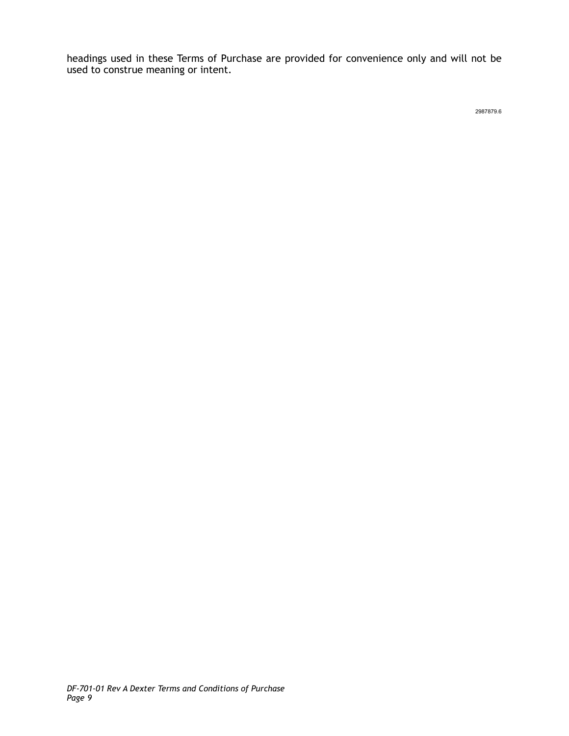headings used in these Terms of Purchase are provided for convenience only and will not be used to construe meaning or intent.

2987879.6